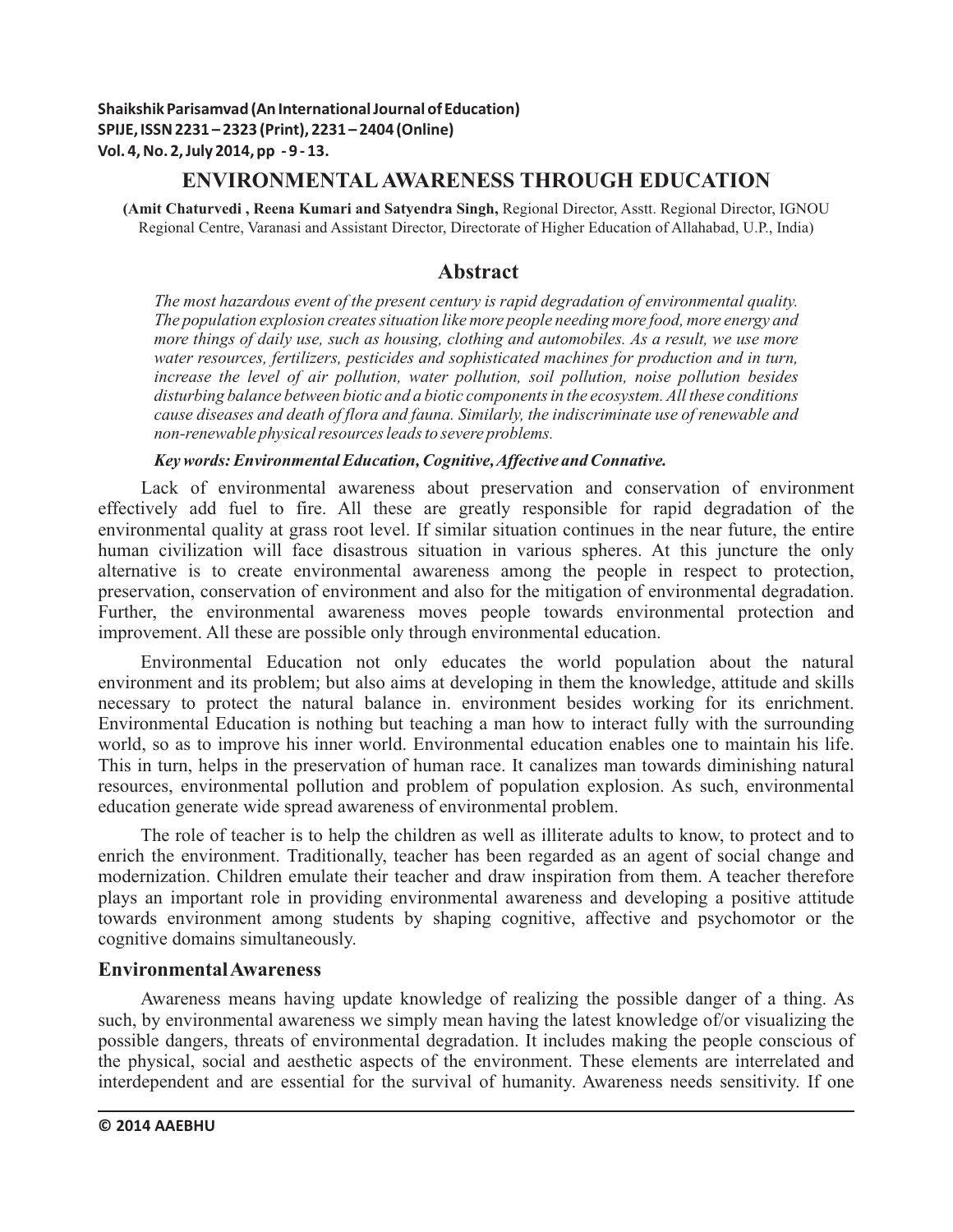# ENVIRONMENTAL AWARENESS THROUGH EDUCATION

**(Amit Chaturvedi , Reena Kumari and Satyendra Singh,** Regional Director, Asstt. Regional Director, IGNOU Regional Centre, Varanasi and Assistant Director, Directorate of Higher Education of Allahabad, U.P., India)

## Abstract

*The most hazardous event of the present century is rapid degradation of environmental quality. The population explosion creates situation like more people needing more food, more energy and more things of daily use, such as housing, clothing and automobiles. As a result, we use more water resources, fertilizers, pesticides and sophisticated machines for production and in turn, increase the level of air pollution, water pollution, soil pollution, noise pollution besides disturbing balance between biotic and a biotic components in the ecosystem. All these conditions cause diseases and death of flora and fauna. Similarly, the indiscriminate use of renewable and non-renewable physical resources leads to severe problems.*

***Key words: Environmental Education, Cognitive, Affective and Connative.***

Lack of environmental awareness about preservation and conservation of environment effectively add fuel to fire. All these are greatly responsible for rapid degradation of the environmental quality at grass root level. If similar situation continues in the near future, the entire human civilization will face disastrous situation in various spheres. At this juncture the only alternative is to create environmental awareness among the people in respect to protection, preservation, conservation of environment and also for the mitigation of environmental degradation. Further, the environmental awareness moves people towards environmental protection and improvement. All these are possible only through environmental education.

Environmental Education not only educates the world population about the natural environment and its problem; but also aims at developing in them the knowledge, attitude and skills necessary to protect the natural balance in. environment besides working for its enrichment. Environmental Education is nothing but teaching a man how to interact fully with the surrounding world, so as to improve his inner world. Environmental education enables one to maintain his life. This in turn, helps in the preservation of human race. It canalizes man towards diminishing natural resources, environmental pollution and problem of population explosion. As such, environmental education generate wide spread awareness of environmental problem.

The role of teacher is to help the children as well as illiterate adults to know, to protect and to enrich the environment. Traditionally, teacher has been regarded as an agent of social change and modernization. Children emulate their teacher and draw inspiration from them. A teacher therefore plays an important role in providing environmental awareness and developing a positive attitude towards environment among students by shaping cognitive, affective and psychomotor or the cognitive domains simultaneously.

## Environmental Awareness

Awareness means having update knowledge of realizing the possible danger of a thing. As such, by environmental awareness we simply mean having the latest knowledge of/or visualizing the possible dangers, threats of environmental degradation. It includes making the people conscious of the physical, social and aesthetic aspects of the environment. These elements are interrelated and interdependent and are essential for the survival of humanity. Awareness needs sensitivity. If one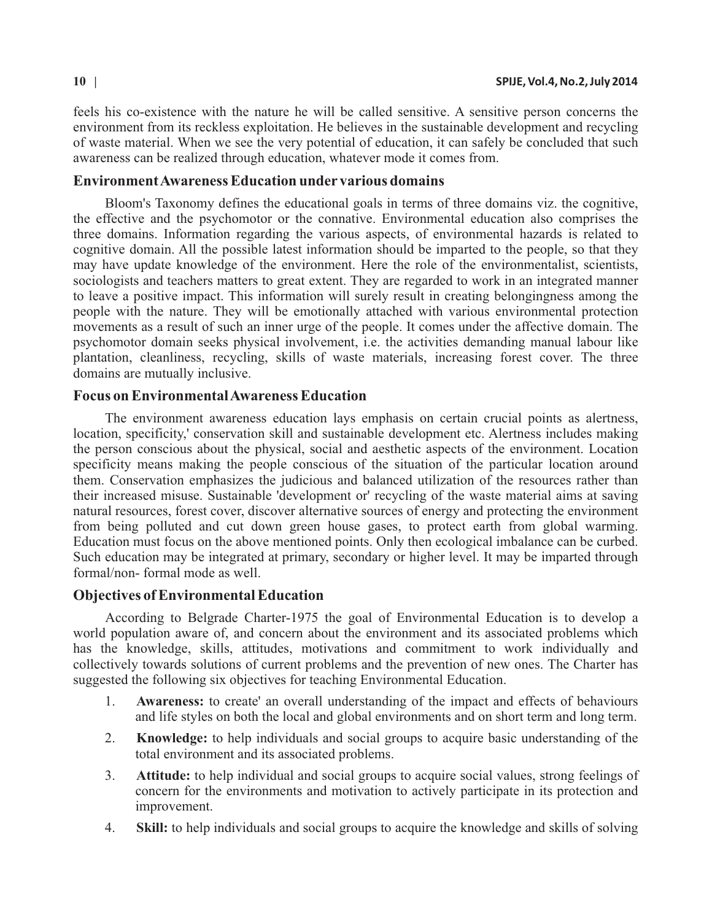feels his co-existence with the nature he will be called sensitive. A sensitive person concerns the environment from its reckless exploitation. He believes in the sustainable development and recycling of waste material. When we see the very potential of education, it can safely be concluded that such awareness can be realized through education, whatever mode it comes from.

## Environment Awareness Education under various domains

Bloom's Taxonomy defines the educational goals in terms of three domains viz. the cognitive, the effective and the psychomotor or the connative. Environmental education also comprises the three domains. Information regarding the various aspects, of environmental hazards is related to cognitive domain. All the possible latest information should be imparted to the people, so that they may have update knowledge of the environment. Here the role of the environmentalist, scientists, sociologists and teachers matters to great extent. They are regarded to work in an integrated manner to leave a positive impact. This information will surely result in creating belongingness among the people with the nature. They will be emotionally attached with various environmental protection movements as a result of such an inner urge of the people. It comes under the affective domain. The psychomotor domain seeks physical involvement, i.e. the activities demanding manual labour like plantation, cleanliness, recycling, skills of waste materials, increasing forest cover. The three domains are mutually inclusive.

## Focus on Environmental Awareness Education

The environment awareness education lays emphasis on certain crucial points as alertness, location, specificity,' conservation skill and sustainable development etc. Alertness includes making the person conscious about the physical, social and aesthetic aspects of the environment. Location specificity means making the people conscious of the situation of the particular location around them. Conservation emphasizes the judicious and balanced utilization of the resources rather than their increased misuse. Sustainable 'development or' recycling of the waste material aims at saving natural resources, forest cover, discover alternative sources of energy and protecting the environment from being polluted and cut down green house gases, to protect earth from global warming. Education must focus on the above mentioned points. Only then ecological imbalance can be curbed. Such education may be integrated at primary, secondary or higher level. It may be imparted through formal/non- formal mode as well.

## Objectives of Environmental Education

According to Belgrade Charter-1975 the goal of Environmental Education is to develop a world population aware of, and concern about the environment and its associated problems which has the knowledge, skills, attitudes, motivations and commitment to work individually and collectively towards solutions of current problems and the prevention of new ones. The Charter has suggested the following six objectives for teaching Environmental Education.

1. **Awareness:** to create' an overall understanding of the impact and effects of behaviours and life styles on both the local and global environments and on short term and long term.
2. **Knowledge:** to help individuals and social groups to acquire basic understanding of the total environment and its associated problems.
3. **Attitude:** to help individual and social groups to acquire social values, strong feelings of concern for the environments and motivation to actively participate in its protection and improvement.
4. **Skill:** to help individuals and social groups to acquire the knowledge and skills of solving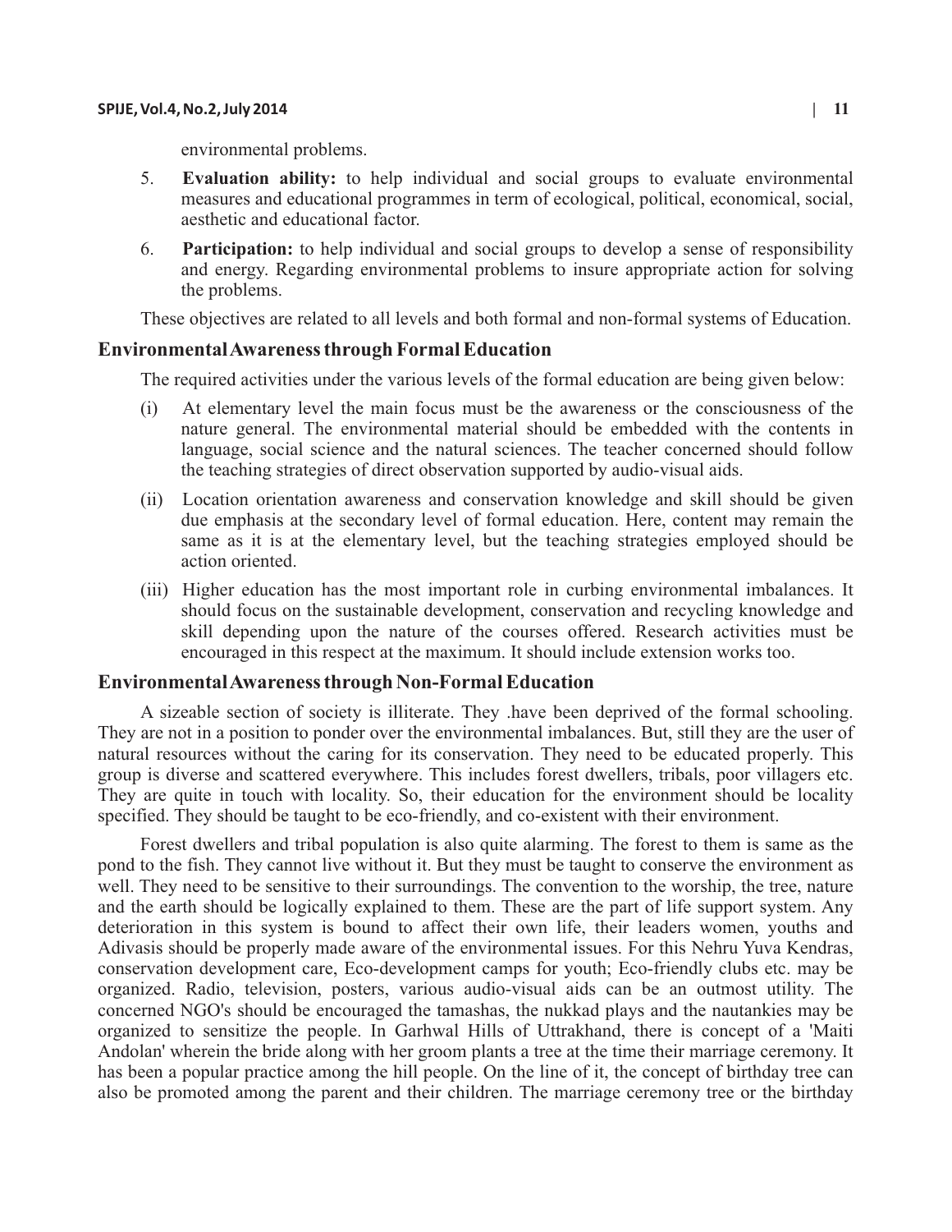environmental problems.

5. **Evaluation ability:** to help individual and social groups to evaluate environmental measures and educational programmes in term of ecological, political, economical, social, aesthetic and educational factor.

6. **Participation:** to help individual and social groups to develop a sense of responsibility and energy. Regarding environmental problems to insure appropriate action for solving the problems.

These objectives are related to all levels and both formal and non-formal systems of Education.

## Environmental Awareness through Formal Education

The required activities under the various levels of the formal education are being given below:

(i) At elementary level the main focus must be the awareness or the consciousness of the nature general. The environmental material should be embedded with the contents in language, social science and the natural sciences. The teacher concerned should follow the teaching strategies of direct observation supported by audio-visual aids.

(ii) Location orientation awareness and conservation knowledge and skill should be given due emphasis at the secondary level of formal education. Here, content may remain the same as it is at the elementary level, but the teaching strategies employed should be action oriented.

(iii) Higher education has the most important role in curbing environmental imbalances. It should focus on the sustainable development, conservation and recycling knowledge and skill depending upon the nature of the courses offered. Research activities must be encouraged in this respect at the maximum. It should include extension works too.

## Environmental Awareness through Non-Formal Education

A sizeable section of society is illiterate. They .have been deprived of the formal schooling. They are not in a position to ponder over the environmental imbalances. But, still they are the user of natural resources without the caring for its conservation. They need to be educated properly. This group is diverse and scattered everywhere. This includes forest dwellers, tribals, poor villagers etc. They are quite in touch with locality. So, their education for the environment should be locality specified. They should be taught to be eco-friendly, and co-existent with their environment.

Forest dwellers and tribal population is also quite alarming. The forest to them is same as the pond to the fish. They cannot live without it. But they must be taught to conserve the environment as well. They need to be sensitive to their surroundings. The convention to the worship, the tree, nature and the earth should be logically explained to them. These are the part of life support system. Any deterioration in this system is bound to affect their own life, their leaders women, youths and Adivasis should be properly made aware of the environmental issues. For this Nehru Yuva Kendras, conservation development care, Eco-development camps for youth; Eco-friendly clubs etc. may be organized. Radio, television, posters, various audio-visual aids can be an outmost utility. The concerned NGO's should be encouraged the tamashas, the nukkad plays and the nautankies may be organized to sensitize the people. In Garhwal Hills of Uttrakhand, there is concept of a 'Maiti Andolan' wherein the bride along with her groom plants a tree at the time their marriage ceremony. It has been a popular practice among the hill people. On the line of it, the concept of birthday tree can also be promoted among the parent and their children. The marriage ceremony tree or the birthday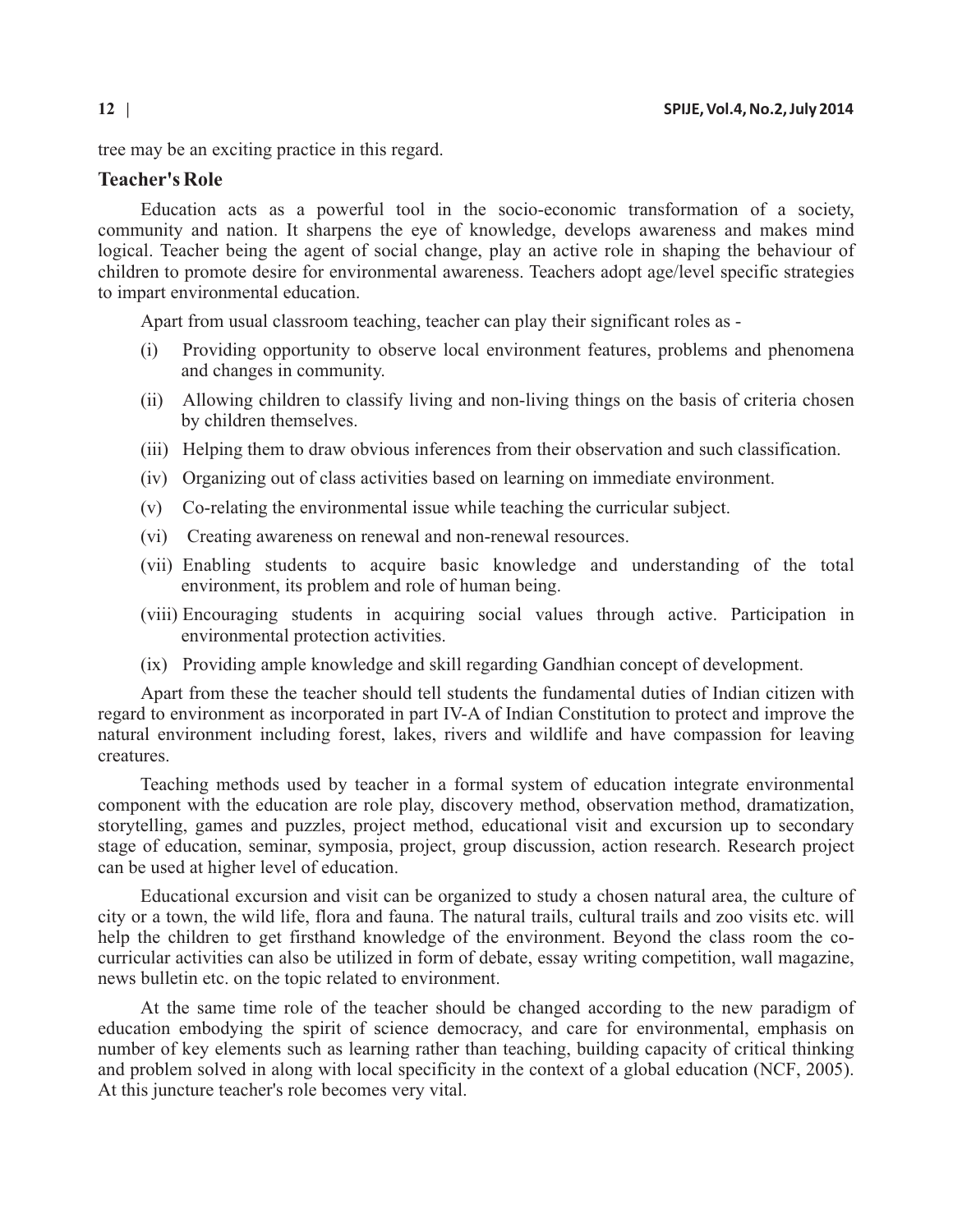tree may be an exciting practice in this regard.

## Teacher's Role

Education acts as a powerful tool in the socio-economic transformation of a society, community and nation. It sharpens the eye of knowledge, develops awareness and makes mind logical. Teacher being the agent of social change, play an active role in shaping the behaviour of children to promote desire for environmental awareness. Teachers adopt age/level specific strategies to impart environmental education.

Apart from usual classroom teaching, teacher can play their significant roles as -

(i) Providing opportunity to observe local environment features, problems and phenomena and changes in community.

(ii) Allowing children to classify living and non-living things on the basis of criteria chosen by children themselves.

(iii) Helping them to draw obvious inferences from their observation and such classification.

(iv) Organizing out of class activities based on learning on immediate environment.

(v) Co-relating the environmental issue while teaching the curricular subject.

(vi) Creating awareness on renewal and non-renewal resources.

(vii) Enabling students to acquire basic knowledge and understanding of the total environment, its problem and role of human being.

(viii) Encouraging students in acquiring social values through active. Participation in environmental protection activities.

(ix) Providing ample knowledge and skill regarding Gandhian concept of development.

Apart from these the teacher should tell students the fundamental duties of Indian citizen with regard to environment as incorporated in part IV-A of Indian Constitution to protect and improve the natural environment including forest, lakes, rivers and wildlife and have compassion for leaving creatures.

Teaching methods used by teacher in a formal system of education integrate environmental component with the education are role play, discovery method, observation method, dramatization, storytelling, games and puzzles, project method, educational visit and excursion up to secondary stage of education, seminar, symposia, project, group discussion, action research. Research project can be used at higher level of education.

Educational excursion and visit can be organized to study a chosen natural area, the culture of city or a town, the wild life, flora and fauna. The natural trails, cultural trails and zoo visits etc. will help the children to get firsthand knowledge of the environment. Beyond the class room the co-curricular activities can also be utilized in form of debate, essay writing competition, wall magazine, news bulletin etc. on the topic related to environment.

At the same time role of the teacher should be changed according to the new paradigm of education embodying the spirit of science democracy, and care for environmental, emphasis on number of key elements such as learning rather than teaching, building capacity of critical thinking and problem solved in along with local specificity in the context of a global education (NCF, 2005). At this juncture teacher's role becomes very vital.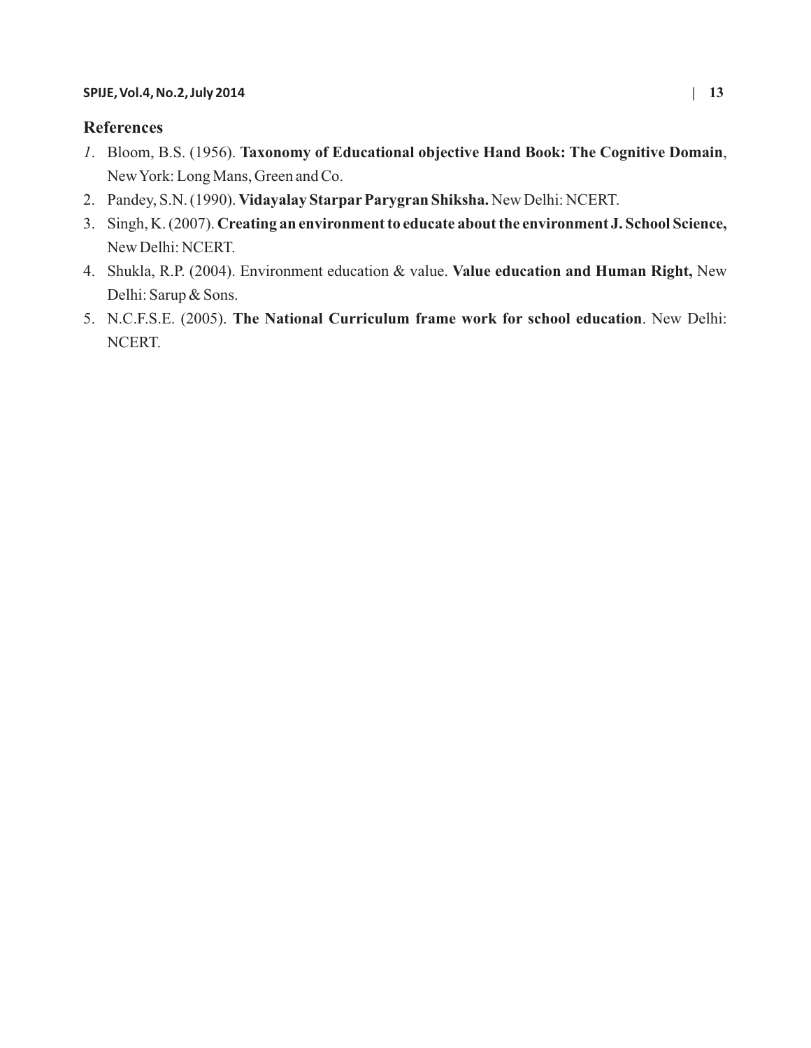## References

1. Bloom, B.S. (1956). **Taxonomy of Educational objective Hand Book: The Cognitive Domain**, New York: Long Mans, Green and Co.
2. Pandey, S.N. (1990). **Vidayalay Starpar Parygran Shiksha.** New Delhi: NCERT.
3. Singh, K. (2007). **Creating an environment to educate about the environment J. School Science,** New Delhi: NCERT.
4. Shukla, R.P. (2004). Environment education & value. **Value education and Human Right,** New Delhi: Sarup & Sons.
5. N.C.F.S.E. (2005). **The National Curriculum frame work for school education**. New Delhi: NCERT.